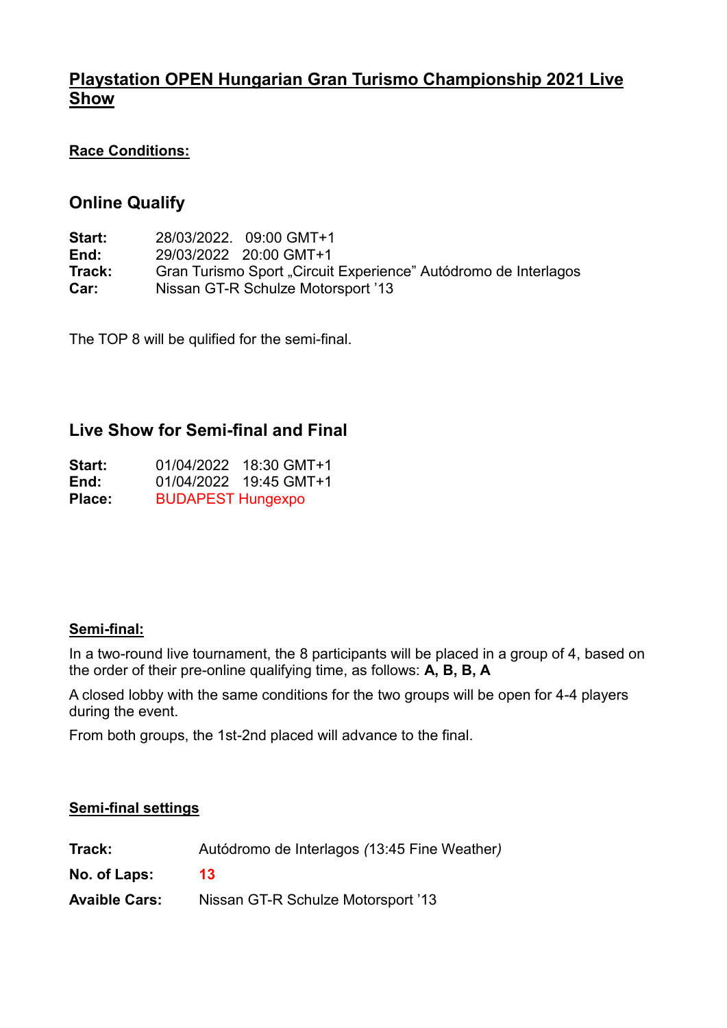# Playstation OPEN Hungarian Gran Turismo Championship 2021 Live Show

**Race Conditions:**

## Online Qualify

**Start:** 28/03/2022. 09:00 GMT+1
**End:** 29/03/2022 20:00 GMT+1
**Track:** Gran Turismo Sport „Circuit Experience" Autódromo de Interlagos
**Car:** Nissan GT-R Schulze Motorsport '13

The TOP 8 will be qulified for the semi-final.

## Live Show for Semi-final and Final

**Start:** 01/04/2022 18:30 GMT+1
**End:** 01/04/2022 19:45 GMT+1
**Place:** BUDAPEST Hungexpo

### Semi-final:

In a two-round live tournament, the 8 participants will be placed in a group of 4, based on the order of their pre-online qualifying time, as follows: **A, B, B, A**

A closed lobby with the same conditions for the two groups will be open for 4-4 players during the event.

From both groups, the 1st-2nd placed will advance to the final.

### Semi-final settings

**Track:** Autódromo de Interlagos *(*13:45 Fine Weather*)*
**No. of Laps:** **13**
**Avaible Cars:** Nissan GT-R Schulze Motorsport '13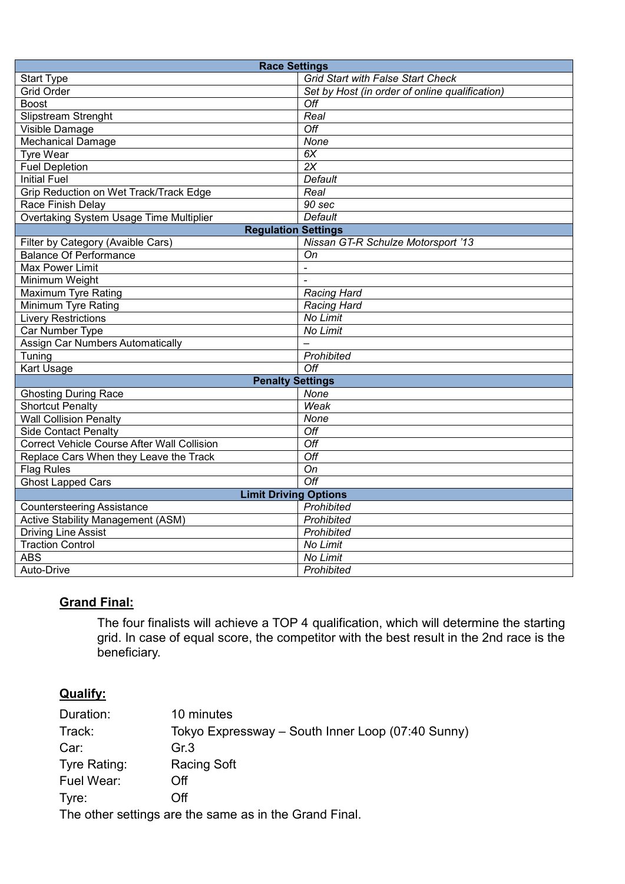| Race Settings | |
|---|---|
| Start Type | *Grid Start with False Start Check* |
| Grid Order | *Set by Host (in order of online qualification)* |
| Boost | *Off* |
| Slipstream Strenght | *Real* |
| Visible Damage | *Off* |
| Mechanical Damage | *None* |
| Tyre Wear | *6X* |
| Fuel Depletion | *2X* |
| Initial Fuel | *Default* |
| Grip Reduction on Wet Track/Track Edge | *Real* |
| Race Finish Delay | *90 sec* |
| Overtaking System Usage Time Multiplier | *Default* |
| **Regulation Settings** | |
| Filter by Category (Avaible Cars) | *Nissan GT-R Schulze Motorsport '13* |
| Balance Of Performance | *On* |
| Max Power Limit | - |
| Minimum Weight | - |
| Maximum Tyre Rating | *Racing Hard* |
| Minimum Tyre Rating | *Racing Hard* |
| Livery Restrictions | *No Limit* |
| Car Number Type | *No Limit* |
| Assign Car Numbers Automatically | – |
| Tuning | *Prohibited* |
| Kart Usage | *Off* |
| **Penalty Settings** | |
| Ghosting During Race | *None* |
| Shortcut Penalty | *Weak* |
| Wall Collision Penalty | *None* |
| Side Contact Penalty | *Off* |
| Correct Vehicle Course After Wall Collision | *Off* |
| Replace Cars When they Leave the Track | *Off* |
| Flag Rules | *On* |
| Ghost Lapped Cars | *Off* |
| **Limit Driving Options** | |
| Countersteering Assistance | *Prohibited* |
| Active Stability Management (ASM) | *Prohibited* |
| Driving Line Assist | *Prohibited* |
| Traction Control | *No Limit* |
| ABS | *No Limit* |
| Auto-Drive | *Prohibited* |

**Grand Final:**

The four finalists will achieve a TOP 4 qualification, which will determine the starting grid. In case of equal score, the competitor with the best result in the 2nd race is the beneficiary.

**Qualify:**

| | |
|---|---|
| Duration: | 10 minutes |
| Track: | Tokyo Expressway – South Inner Loop (07:40 Sunny) |
| Car: | Gr.3 |
| Tyre Rating: | Racing Soft |
| Fuel Wear: | Off |
| Tyre: | Off |

The other settings are the same as in the Grand Final.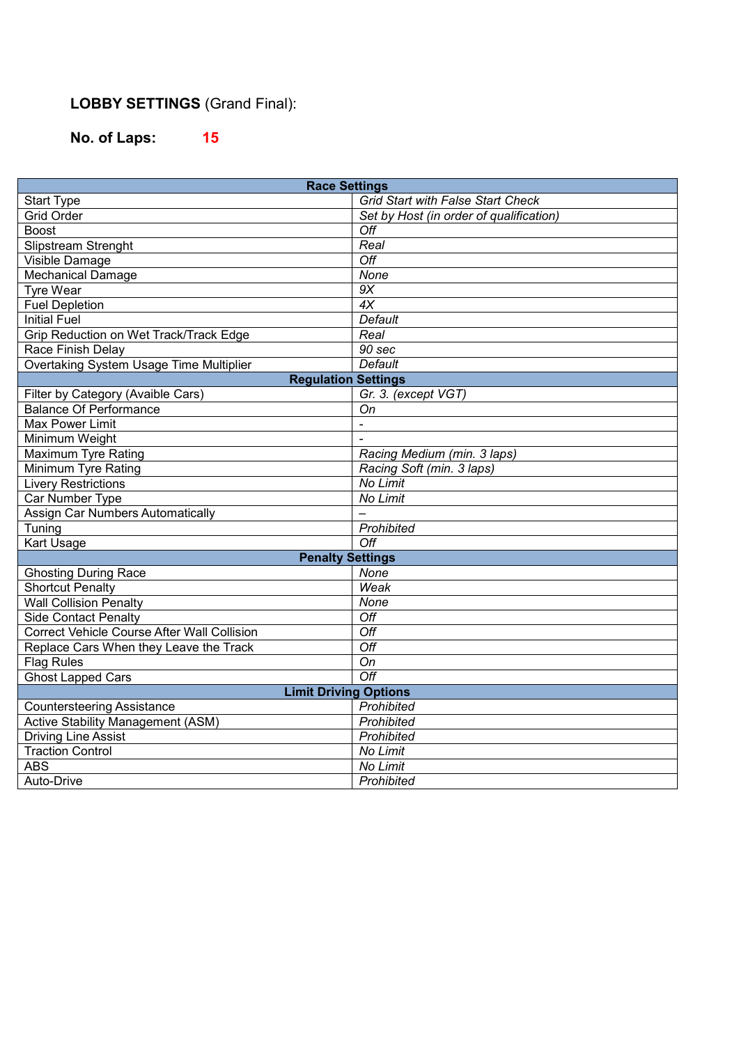**LOBBY SETTINGS** (Grand Final):

**No. of Laps:** **15**

| | |
|---|---|
| **Race Settings** | |
| Start Type | *Grid Start with False Start Check* |
| Grid Order | *Set by Host (in order of qualification)* |
| Boost | *Off* |
| Slipstream Strenght | *Real* |
| Visible Damage | *Off* |
| Mechanical Damage | *None* |
| Tyre Wear | *9X* |
| Fuel Depletion | *4X* |
| Initial Fuel | *Default* |
| Grip Reduction on Wet Track/Track Edge | *Real* |
| Race Finish Delay | *90 sec* |
| Overtaking System Usage Time Multiplier | *Default* |
| **Regulation Settings** | |
| Filter by Category (Avaible Cars) | *Gr. 3. (except VGT)* |
| Balance Of Performance | *On* |
| Max Power Limit | - |
| Minimum Weight | - |
| Maximum Tyre Rating | *Racing Medium (min. 3 laps)* |
| Minimum Tyre Rating | *Racing Soft (min. 3 laps)* |
| Livery Restrictions | *No Limit* |
| Car Number Type | *No Limit* |
| Assign Car Numbers Automatically | – |
| Tuning | *Prohibited* |
| Kart Usage | *Off* |
| **Penalty Settings** | |
| Ghosting During Race | *None* |
| Shortcut Penalty | *Weak* |
| Wall Collision Penalty | *None* |
| Side Contact Penalty | *Off* |
| Correct Vehicle Course After Wall Collision | *Off* |
| Replace Cars When they Leave the Track | *Off* |
| Flag Rules | *On* |
| Ghost Lapped Cars | *Off* |
| **Limit Driving Options** | |
| Countersteering Assistance | *Prohibited* |
| Active Stability Management (ASM) | *Prohibited* |
| Driving Line Assist | *Prohibited* |
| Traction Control | *No Limit* |
| ABS | *No Limit* |
| Auto-Drive | *Prohibited* |